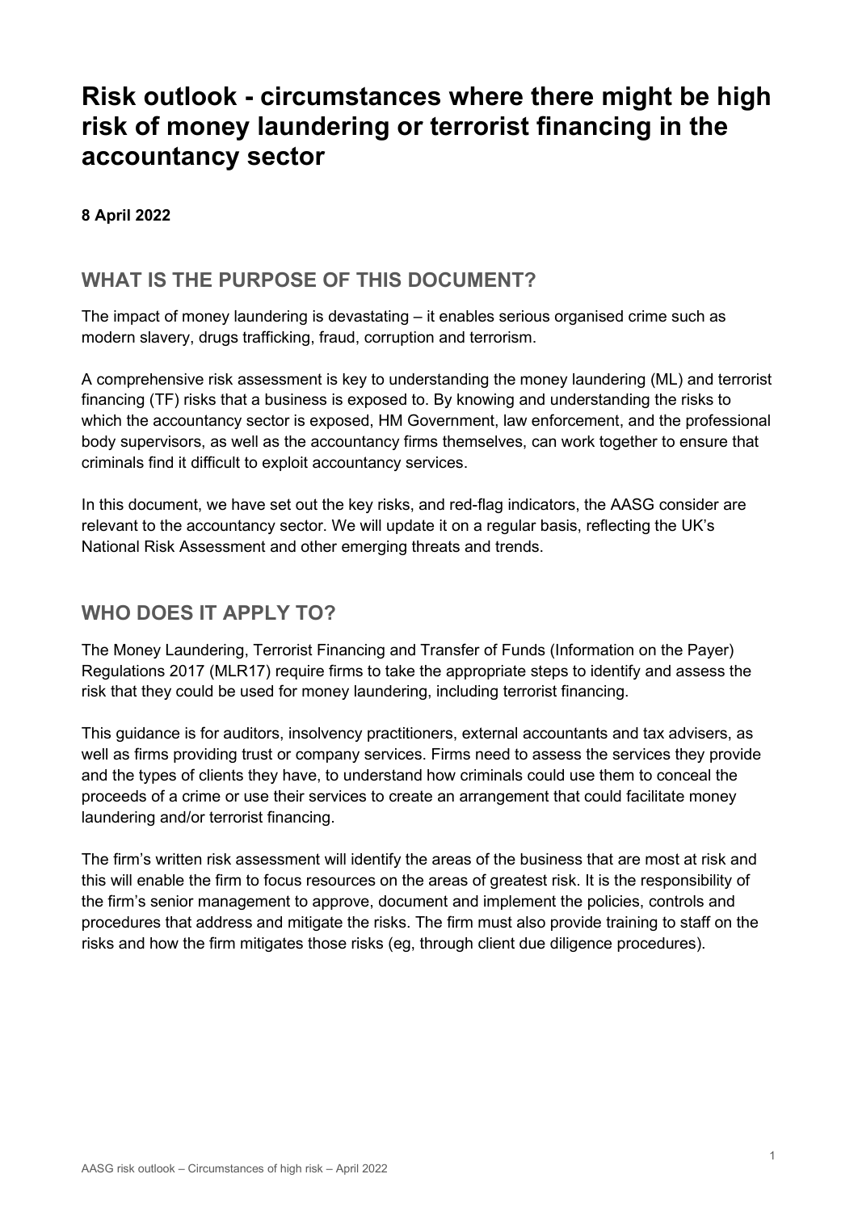# Risk outlook - circumstances where there might be high risk of money laundering or terrorist financing in the accountancy sector

**8 April 2022**

## WHAT IS THE PURPOSE OF THIS DOCUMENT?

The impact of money laundering is devastating – it enables serious organised crime such as modern slavery, drugs trafficking, fraud, corruption and terrorism.

A comprehensive risk assessment is key to understanding the money laundering (ML) and terrorist financing (TF) risks that a business is exposed to. By knowing and understanding the risks to which the accountancy sector is exposed, HM Government, law enforcement, and the professional body supervisors, as well as the accountancy firms themselves, can work together to ensure that criminals find it difficult to exploit accountancy services.

In this document, we have set out the key risks, and red-flag indicators, the AASG consider are relevant to the accountancy sector. We will update it on a regular basis, reflecting the UK's National Risk Assessment and other emerging threats and trends.

## WHO DOES IT APPLY TO?

The Money Laundering, Terrorist Financing and Transfer of Funds (Information on the Payer) Regulations 2017 (MLR17) require firms to take the appropriate steps to identify and assess the risk that they could be used for money laundering, including terrorist financing.

This guidance is for auditors, insolvency practitioners, external accountants and tax advisers, as well as firms providing trust or company services. Firms need to assess the services they provide and the types of clients they have, to understand how criminals could use them to conceal the proceeds of a crime or use their services to create an arrangement that could facilitate money laundering and/or terrorist financing.

The firm's written risk assessment will identify the areas of the business that are most at risk and this will enable the firm to focus resources on the areas of greatest risk. It is the responsibility of the firm's senior management to approve, document and implement the policies, controls and procedures that address and mitigate the risks. The firm must also provide training to staff on the risks and how the firm mitigates those risks (eg, through client due diligence procedures).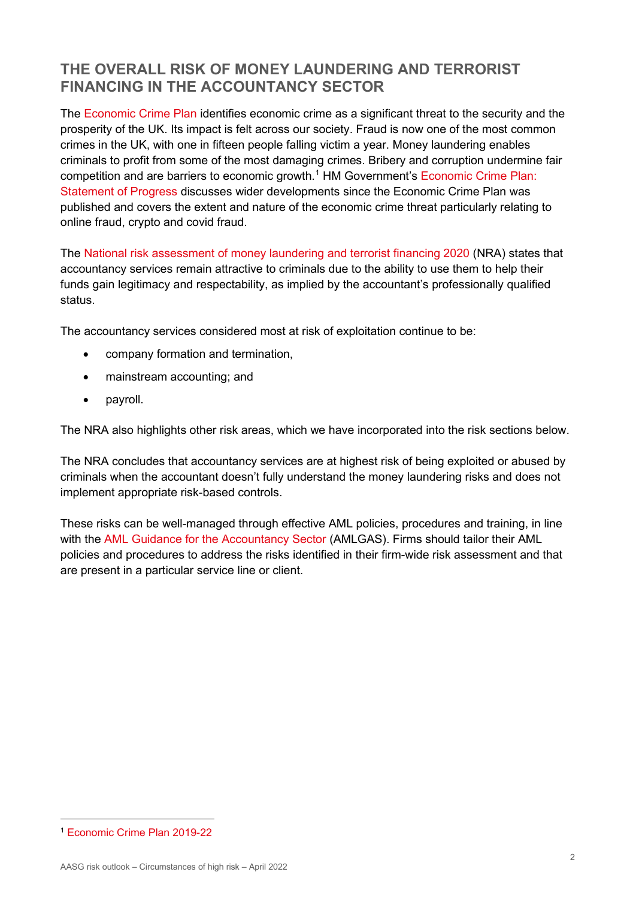## THE OVERALL RISK OF MONEY LAUNDERING AND TERRORIST FINANCING IN THE ACCOUNTANCY SECTOR

The Economic Crime Plan identifies economic crime as a significant threat to the security and the prosperity of the UK. Its impact is felt across our society. Fraud is now one of the most common crimes in the UK, with one in fifteen people falling victim a year. Money laundering enables criminals to profit from some of the most damaging crimes. Bribery and corruption undermine fair competition and are barriers to economic growth.[1] HM Government's Economic Crime Plan: Statement of Progress discusses wider developments since the Economic Crime Plan was published and covers the extent and nature of the economic crime threat particularly relating to online fraud, crypto and covid fraud.

The National risk assessment of money laundering and terrorist financing 2020 (NRA) states that accountancy services remain attractive to criminals due to the ability to use them to help their funds gain legitimacy and respectability, as implied by the accountant's professionally qualified status.

The accountancy services considered most at risk of exploitation continue to be:

- company formation and termination,
- mainstream accounting; and
- payroll.

The NRA also highlights other risk areas, which we have incorporated into the risk sections below.

The NRA concludes that accountancy services are at highest risk of being exploited or abused by criminals when the accountant doesn't fully understand the money laundering risks and does not implement appropriate risk-based controls.

These risks can be well-managed through effective AML policies, procedures and training, in line with the AML Guidance for the Accountancy Sector (AMLGAS). Firms should tailor their AML policies and procedures to address the risks identified in their firm-wide risk assessment and that are present in a particular service line or client.

---

[1] Economic Crime Plan 2019-22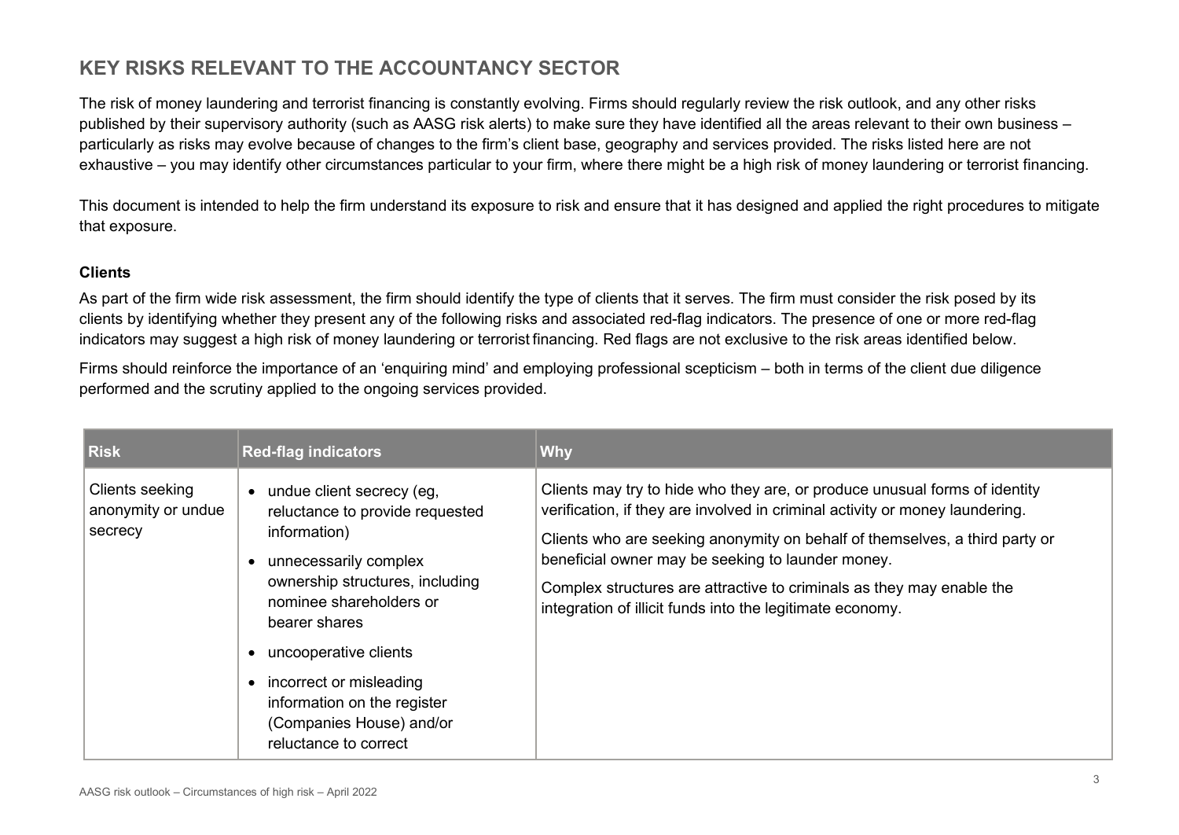## KEY RISKS RELEVANT TO THE ACCOUNTANCY SECTOR

The risk of money laundering and terrorist financing is constantly evolving. Firms should regularly review the risk outlook, and any other risks published by their supervisory authority (such as AASG risk alerts) to make sure they have identified all the areas relevant to their own business – particularly as risks may evolve because of changes to the firm's client base, geography and services provided. The risks listed here are not exhaustive – you may identify other circumstances particular to your firm, where there might be a high risk of money laundering or terrorist financing.

This document is intended to help the firm understand its exposure to risk and ensure that it has designed and applied the right procedures to mitigate that exposure.

### Clients

As part of the firm wide risk assessment, the firm should identify the type of clients that it serves. The firm must consider the risk posed by its clients by identifying whether they present any of the following risks and associated red-flag indicators. The presence of one or more red-flag indicators may suggest a high risk of money laundering or terrorist financing. Red flags are not exclusive to the risk areas identified below.

Firms should reinforce the importance of an 'enquiring mind' and employing professional scepticism – both in terms of the client due diligence performed and the scrutiny applied to the ongoing services provided.

| Risk | Red-flag indicators | Why |
|---|---|---|
| Clients seeking anonymity or undue secrecy | • undue client secrecy (eg, reluctance to provide requested information)<br>• unnecessarily complex ownership structures, including nominee shareholders or bearer shares<br>• uncooperative clients<br>• incorrect or misleading information on the register (Companies House) and/or reluctance to correct | Clients may try to hide who they are, or produce unusual forms of identity verification, if they are involved in criminal activity or money laundering.<br>Clients who are seeking anonymity on behalf of themselves, a third party or beneficial owner may be seeking to launder money.<br>Complex structures are attractive to criminals as they may enable the integration of illicit funds into the legitimate economy. |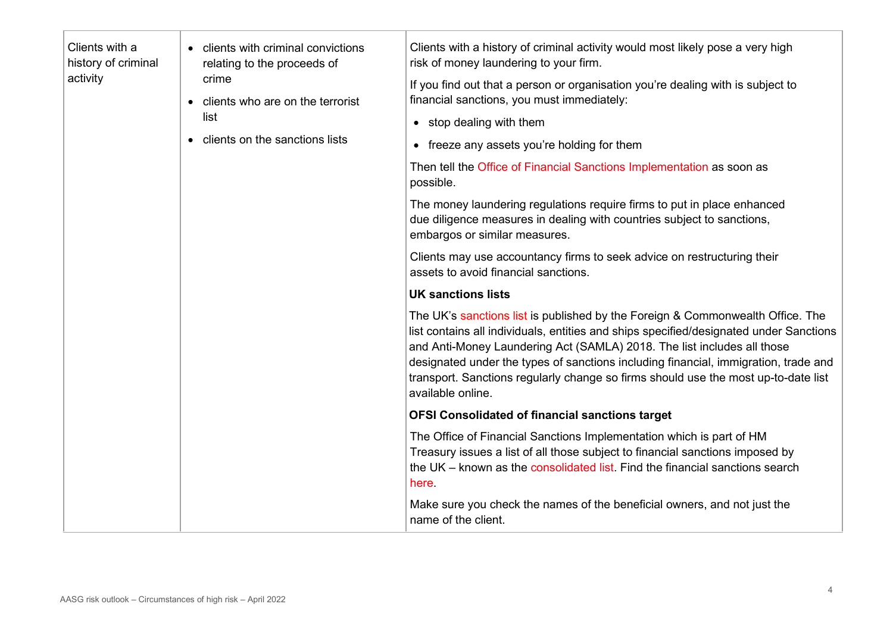| Clients with a history of criminal activity | • clients with criminal convictions relating to the proceeds of crime<br>• clients who are on the terrorist list<br>• clients on the sanctions lists | Clients with a history of criminal activity would most likely pose a very high risk of money laundering to your firm.<br><br>If you find out that a person or organisation you're dealing with is subject to financial sanctions, you must immediately:<br>• stop dealing with them<br>• freeze any assets you're holding for them<br><br>Then tell the Office of Financial Sanctions Implementation as soon as possible.<br><br>The money laundering regulations require firms to put in place enhanced due diligence measures in dealing with countries subject to sanctions, embargos or similar measures.<br><br>Clients may use accountancy firms to seek advice on restructuring their assets to avoid financial sanctions.<br><br>**UK sanctions lists**<br><br>The UK's sanctions list is published by the Foreign & Commonwealth Office. The list contains all individuals, entities and ships specified/designated under Sanctions and Anti-Money Laundering Act (SAMLA) 2018. The list includes all those designated under the types of sanctions including financial, immigration, trade and transport. Sanctions regularly change so firms should use the most up-to-date list available online.<br><br>**OFSI Consolidated of financial sanctions target**<br><br>The Office of Financial Sanctions Implementation which is part of HM Treasury issues a list of all those subject to financial sanctions imposed by the UK – known as the consolidated list. Find the financial sanctions search here.<br><br>Make sure you check the names of the beneficial owners, and not just the name of the client. |
|---|---|---|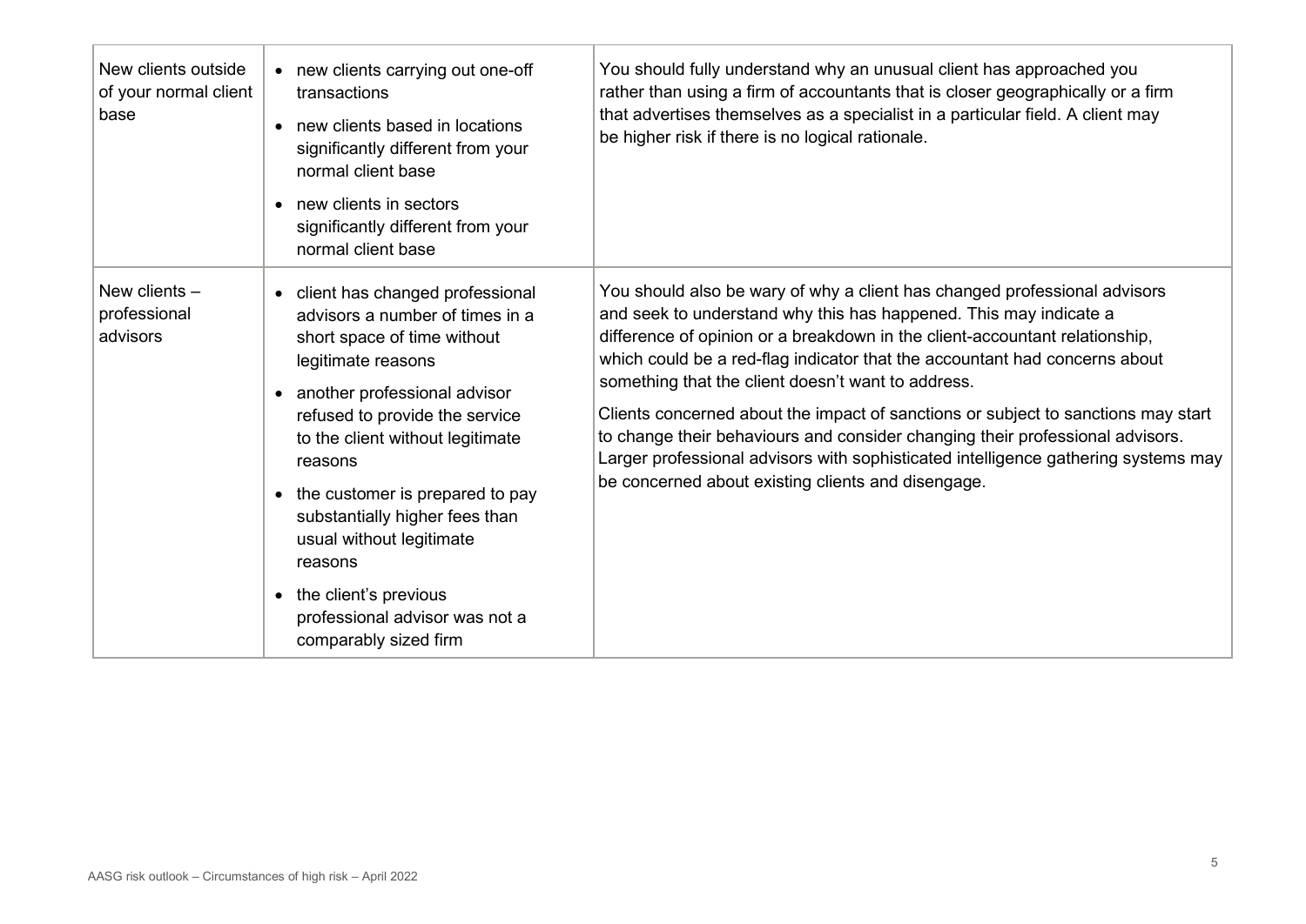| New clients outside of your normal client base | • new clients carrying out one-off transactions<br>• new clients based in locations significantly different from your normal client base<br>• new clients in sectors significantly different from your normal client base | You should fully understand why an unusual client has approached you rather than using a firm of accountants that is closer geographically or a firm that advertises themselves as a specialist in a particular field. A client may be higher risk if there is no logical rationale. |
|---|---|---|
| New clients – professional advisors | • client has changed professional advisors a number of times in a short space of time without legitimate reasons<br>• another professional advisor refused to provide the service to the client without legitimate reasons<br>• the customer is prepared to pay substantially higher fees than usual without legitimate reasons<br>• the client's previous professional advisor was not a comparably sized firm | You should also be wary of why a client has changed professional advisors and seek to understand why this has happened. This may indicate a difference of opinion or a breakdown in the client-accountant relationship, which could be a red-flag indicator that the accountant had concerns about something that the client doesn't want to address.<br><br>Clients concerned about the impact of sanctions or subject to sanctions may start to change their behaviours and consider changing their professional advisors. Larger professional advisors with sophisticated intelligence gathering systems may be concerned about existing clients and disengage. |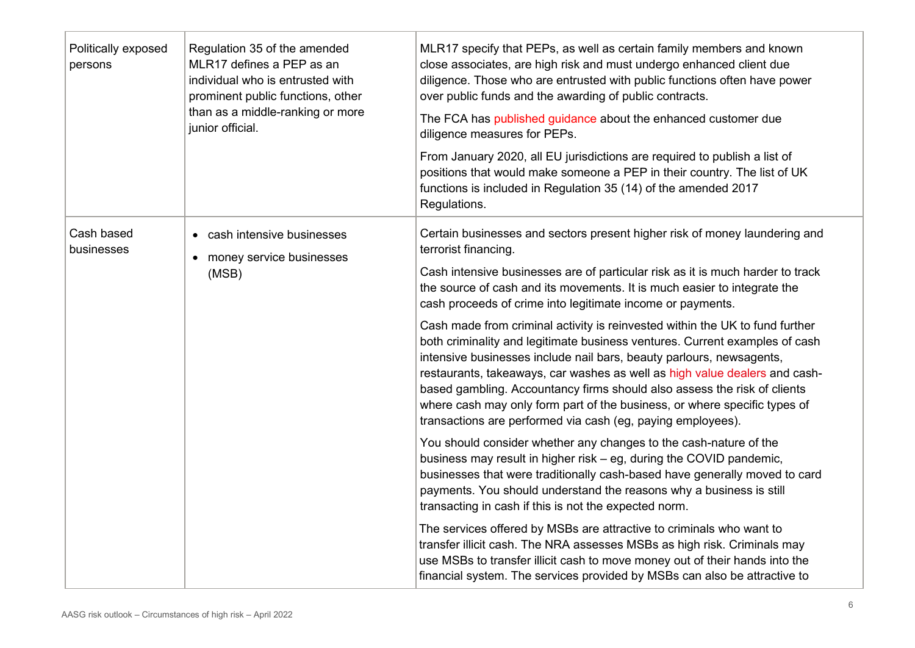| | | |
|---|---|---|
| Politically exposed persons | Regulation 35 of the amended MLR17 defines a PEP as an individual who is entrusted with prominent public functions, other than as a middle-ranking or more junior official. | MLR17 specify that PEPs, as well as certain family members and known close associates, are high risk and must undergo enhanced client due diligence. Those who are entrusted with public functions often have power over public funds and the awarding of public contracts.<br><br>The FCA has published guidance about the enhanced customer due diligence measures for PEPs.<br><br>From January 2020, all EU jurisdictions are required to publish a list of positions that would make someone a PEP in their country. The list of UK functions is included in Regulation 35 (14) of the amended 2017 Regulations. |
| Cash based businesses | • cash intensive businesses<br>• money service businesses (MSB) | Certain businesses and sectors present higher risk of money laundering and terrorist financing.<br><br>Cash intensive businesses are of particular risk as it is much harder to track the source of cash and its movements. It is much easier to integrate the cash proceeds of crime into legitimate income or payments.<br><br>Cash made from criminal activity is reinvested within the UK to fund further both criminality and legitimate business ventures. Current examples of cash intensive businesses include nail bars, beauty parlours, newsagents, restaurants, takeaways, car washes as well as high value dealers and cash-based gambling. Accountancy firms should also assess the risk of clients where cash may only form part of the business, or where specific types of transactions are performed via cash (eg, paying employees).<br><br>You should consider whether any changes to the cash-nature of the business may result in higher risk – eg, during the COVID pandemic, businesses that were traditionally cash-based have generally moved to card payments. You should understand the reasons why a business is still transacting in cash if this is not the expected norm.<br><br>The services offered by MSBs are attractive to criminals who want to transfer illicit cash. The NRA assesses MSBs as high risk. Criminals may use MSBs to transfer illicit cash to move money out of their hands into the financial system. The services provided by MSBs can also be attractive to |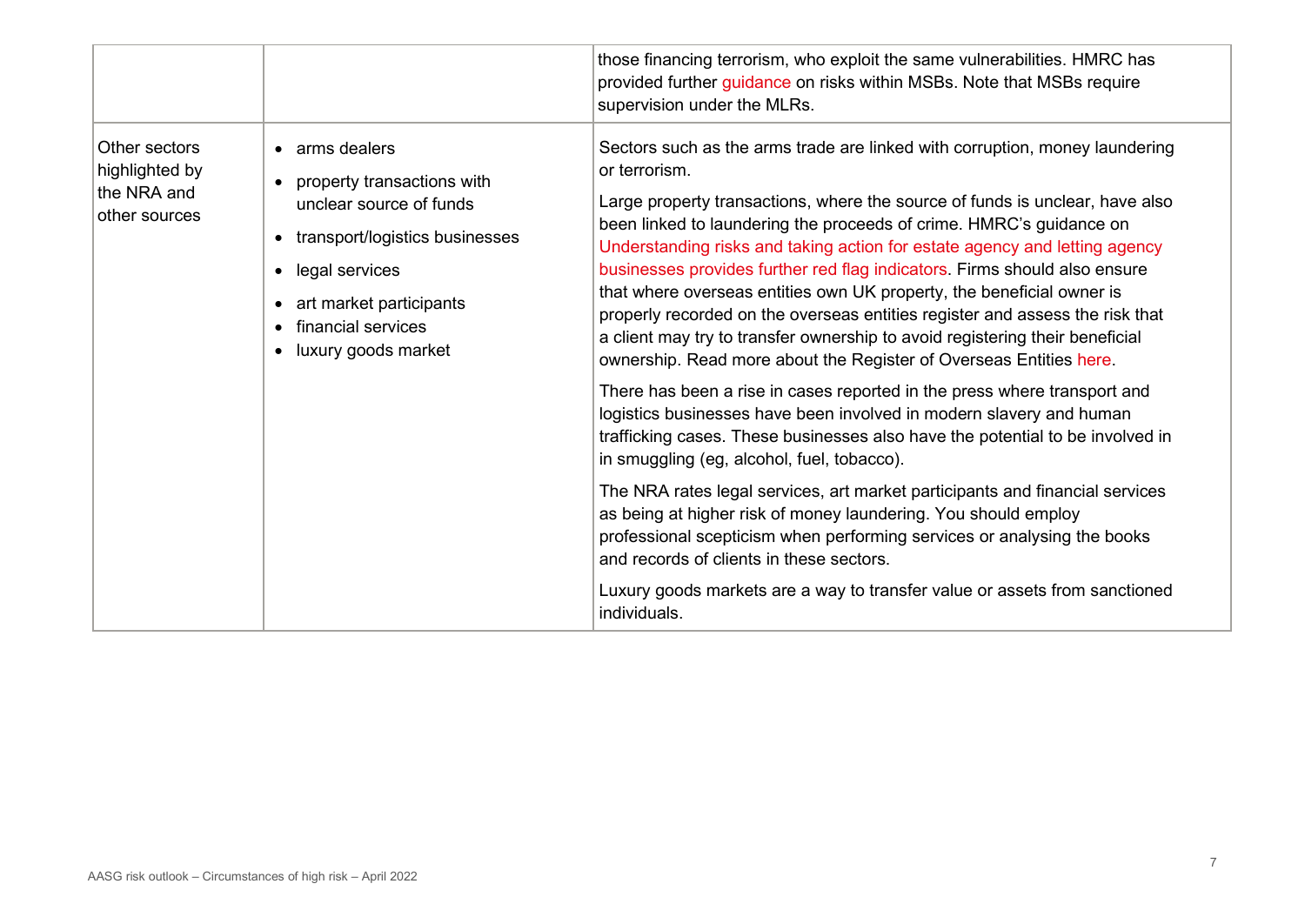| | | |
|---|---|---|
| | | those financing terrorism, who exploit the same vulnerabilities. HMRC has provided further guidance on risks within MSBs. Note that MSBs require supervision under the MLRs. |
| Other sectors highlighted by the NRA and other sources | • arms dealers<br>• property transactions with unclear source of funds<br>• transport/logistics businesses<br>• legal services<br>• art market participants<br>• financial services<br>• luxury goods market | Sectors such as the arms trade are linked with corruption, money laundering or terrorism.<br><br>Large property transactions, where the source of funds is unclear, have also been linked to laundering the proceeds of crime. HMRC's guidance on Understanding risks and taking action for estate agency and letting agency businesses provides further red flag indicators. Firms should also ensure that where overseas entities own UK property, the beneficial owner is properly recorded on the overseas entities register and assess the risk that a client may try to transfer ownership to avoid registering their beneficial ownership. Read more about the Register of Overseas Entities here.<br><br>There has been a rise in cases reported in the press where transport and logistics businesses have been involved in modern slavery and human trafficking cases. These businesses also have the potential to be involved in in smuggling (eg, alcohol, fuel, tobacco).<br><br>The NRA rates legal services, art market participants and financial services as being at higher risk of money laundering. You should employ professional scepticism when performing services or analysing the books and records of clients in these sectors.<br><br>Luxury goods markets are a way to transfer value or assets from sanctioned individuals. |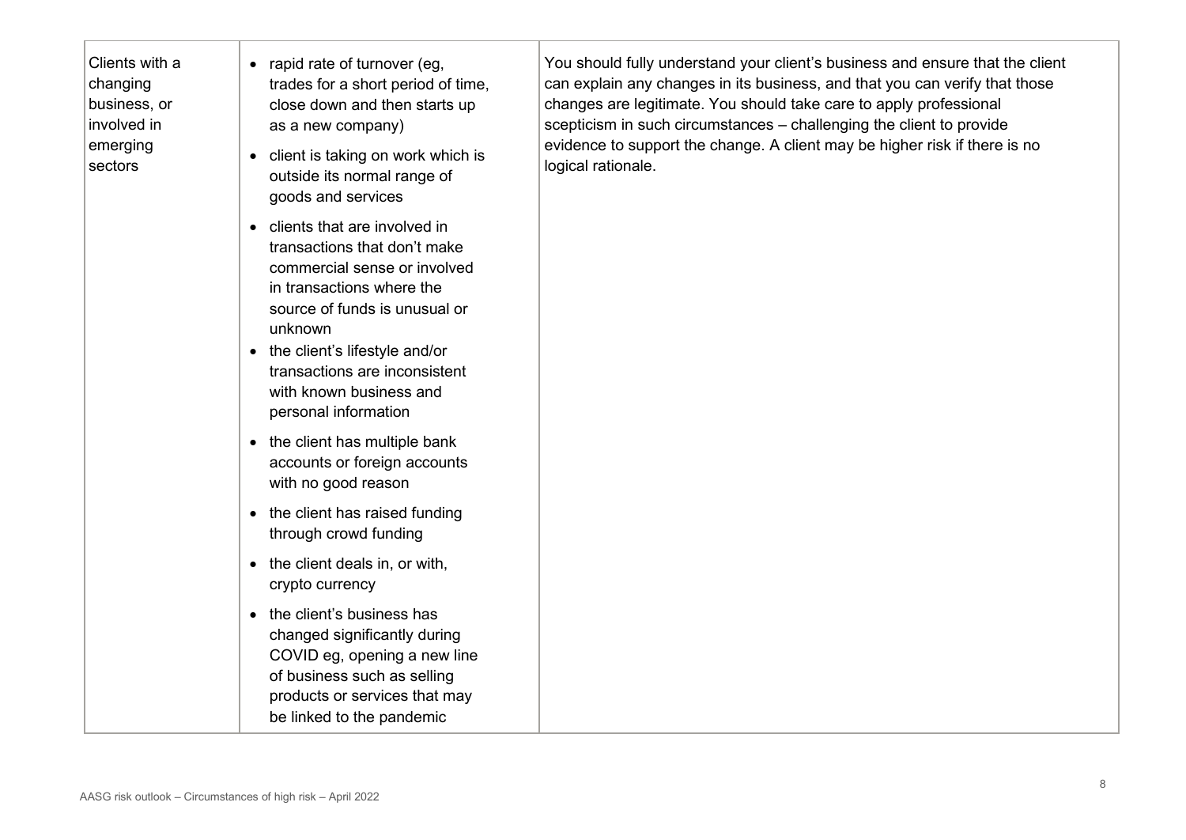| | | |
|---|---|---|
| Clients with a changing business, or involved in emerging sectors | • rapid rate of turnover (eg, trades for a short period of time, close down and then starts up as a new company)<br>• client is taking on work which is outside its normal range of goods and services<br>• clients that are involved in transactions that don't make commercial sense or involved in transactions where the source of funds is unusual or unknown<br>• the client's lifestyle and/or transactions are inconsistent with known business and personal information<br>• the client has multiple bank accounts or foreign accounts with no good reason<br>• the client has raised funding through crowd funding<br>• the client deals in, or with, crypto currency<br>• the client's business has changed significantly during COVID eg, opening a new line of business such as selling products or services that may be linked to the pandemic | You should fully understand your client's business and ensure that the client can explain any changes in its business, and that you can verify that those changes are legitimate. You should take care to apply professional scepticism in such circumstances – challenging the client to provide evidence to support the change. A client may be higher risk if there is no logical rationale. |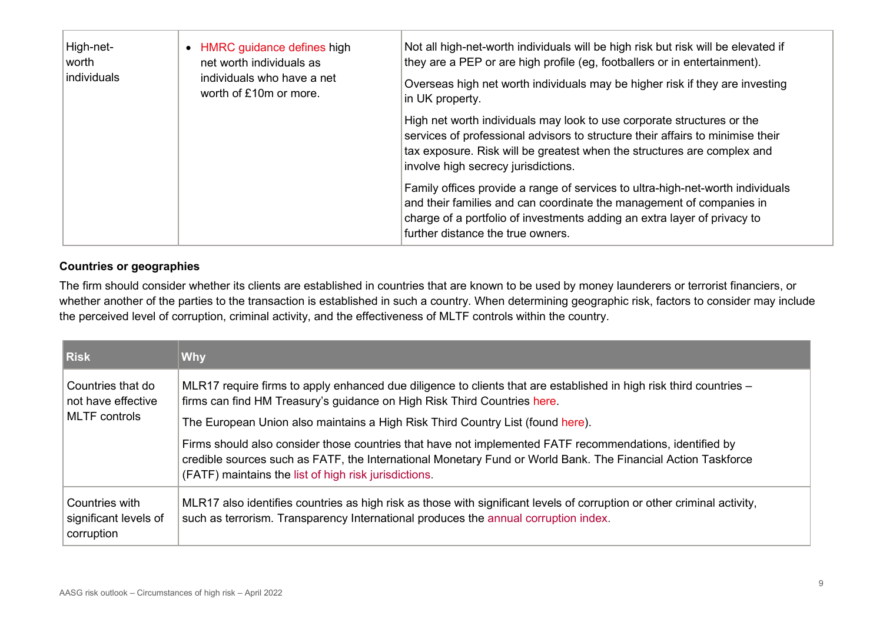| High-net-worth individuals | • HMRC guidance defines high net worth individuals as individuals who have a net worth of £10m or more. | Not all high-net-worth individuals will be high risk but risk will be elevated if they are a PEP or are high profile (eg, footballers or in entertainment).<br><br>Overseas high net worth individuals may be higher risk if they are investing in UK property.<br><br>High net worth individuals may look to use corporate structures or the services of professional advisors to structure their affairs to minimise their tax exposure. Risk will be greatest when the structures are complex and involve high secrecy jurisdictions.<br><br>Family offices provide a range of services to ultra-high-net-worth individuals and their families and can coordinate the management of companies in charge of a portfolio of investments adding an extra layer of privacy to further distance the true owners. |
|---|---|---|

**Countries or geographies**

The firm should consider whether its clients are established in countries that are known to be used by money launderers or terrorist financiers, or whether another of the parties to the transaction is established in such a country. When determining geographic risk, factors to consider may include the perceived level of corruption, criminal activity, and the effectiveness of MLTF controls within the country.

| Risk | Why |
|---|---|
| Countries that do not have effective MLTF controls | MLR17 require firms to apply enhanced due diligence to clients that are established in high risk third countries – firms can find HM Treasury's guidance on High Risk Third Countries here.<br><br>The European Union also maintains a High Risk Third Country List (found here).<br><br>Firms should also consider those countries that have not implemented FATF recommendations, identified by credible sources such as FATF, the International Monetary Fund or World Bank. The Financial Action Taskforce (FATF) maintains the list of high risk jurisdictions. |
| Countries with significant levels of corruption | MLR17 also identifies countries as high risk as those with significant levels of corruption or other criminal activity, such as terrorism. Transparency International produces the annual corruption index. |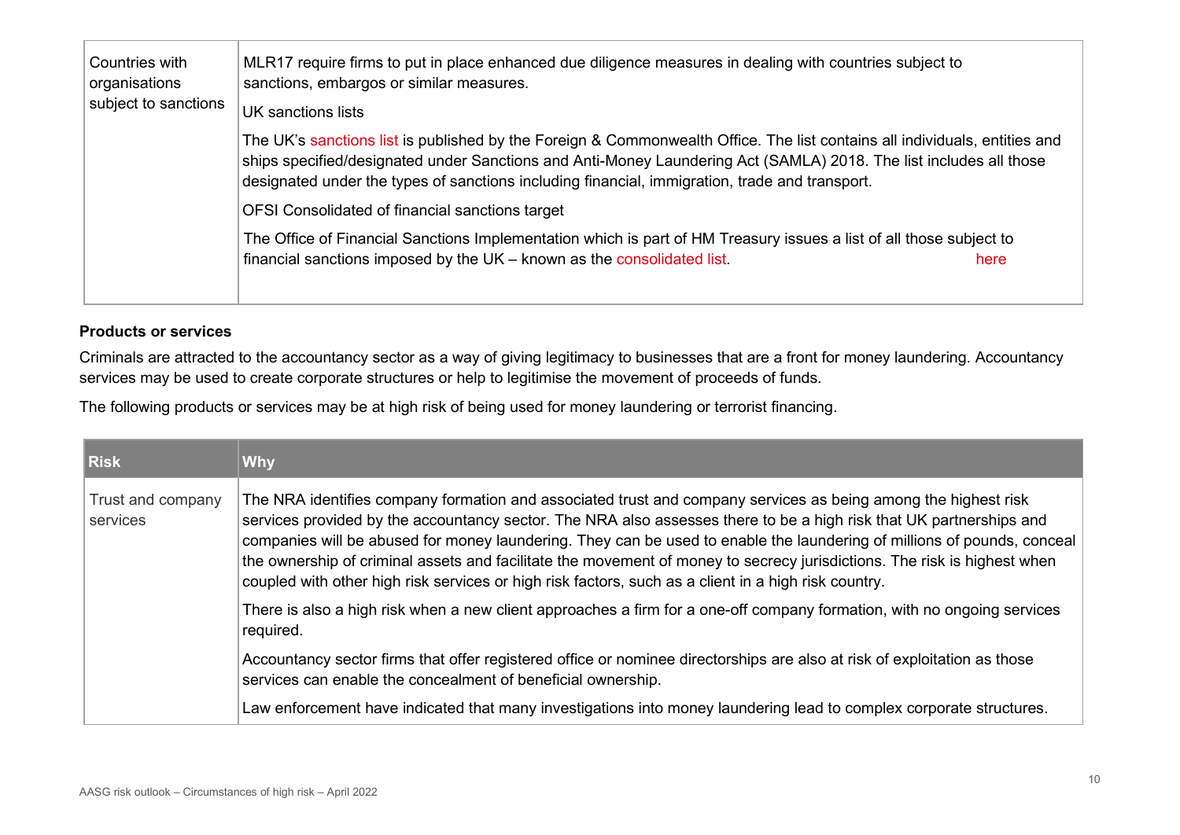| | |
|---|---|
| Countries with organisations subject to sanctions | MLR17 require firms to put in place enhanced due diligence measures in dealing with countries subject to sanctions, embargos or similar measures.<br><br>UK sanctions lists<br><br>The UK's sanctions list is published by the Foreign & Commonwealth Office. The list contains all individuals, entities and ships specified/designated under Sanctions and Anti-Money Laundering Act (SAMLA) 2018. The list includes all those designated under the types of sanctions including financial, immigration, trade and transport.<br><br>OFSI Consolidated of financial sanctions target<br><br>The Office of Financial Sanctions Implementation which is part of HM Treasury issues a list of all those subject to financial sanctions imposed by the UK – known as the consolidated list. here |

**Products or services**

Criminals are attracted to the accountancy sector as a way of giving legitimacy to businesses that are a front for money laundering. Accountancy services may be used to create corporate structures or help to legitimise the movement of proceeds of funds.

The following products or services may be at high risk of being used for money laundering or terrorist financing.

| Risk | Why |
|---|---|
| Trust and company services | The NRA identifies company formation and associated trust and company services as being among the highest risk services provided by the accountancy sector. The NRA also assesses there to be a high risk that UK partnerships and companies will be abused for money laundering. They can be used to enable the laundering of millions of pounds, conceal the ownership of criminal assets and facilitate the movement of money to secrecy jurisdictions. The risk is highest when coupled with other high risk services or high risk factors, such as a client in a high risk country.<br><br>There is also a high risk when a new client approaches a firm for a one-off company formation, with no ongoing services required.<br><br>Accountancy sector firms that offer registered office or nominee directorships are also at risk of exploitation as those services can enable the concealment of beneficial ownership.<br><br>Law enforcement have indicated that many investigations into money laundering lead to complex corporate structures. |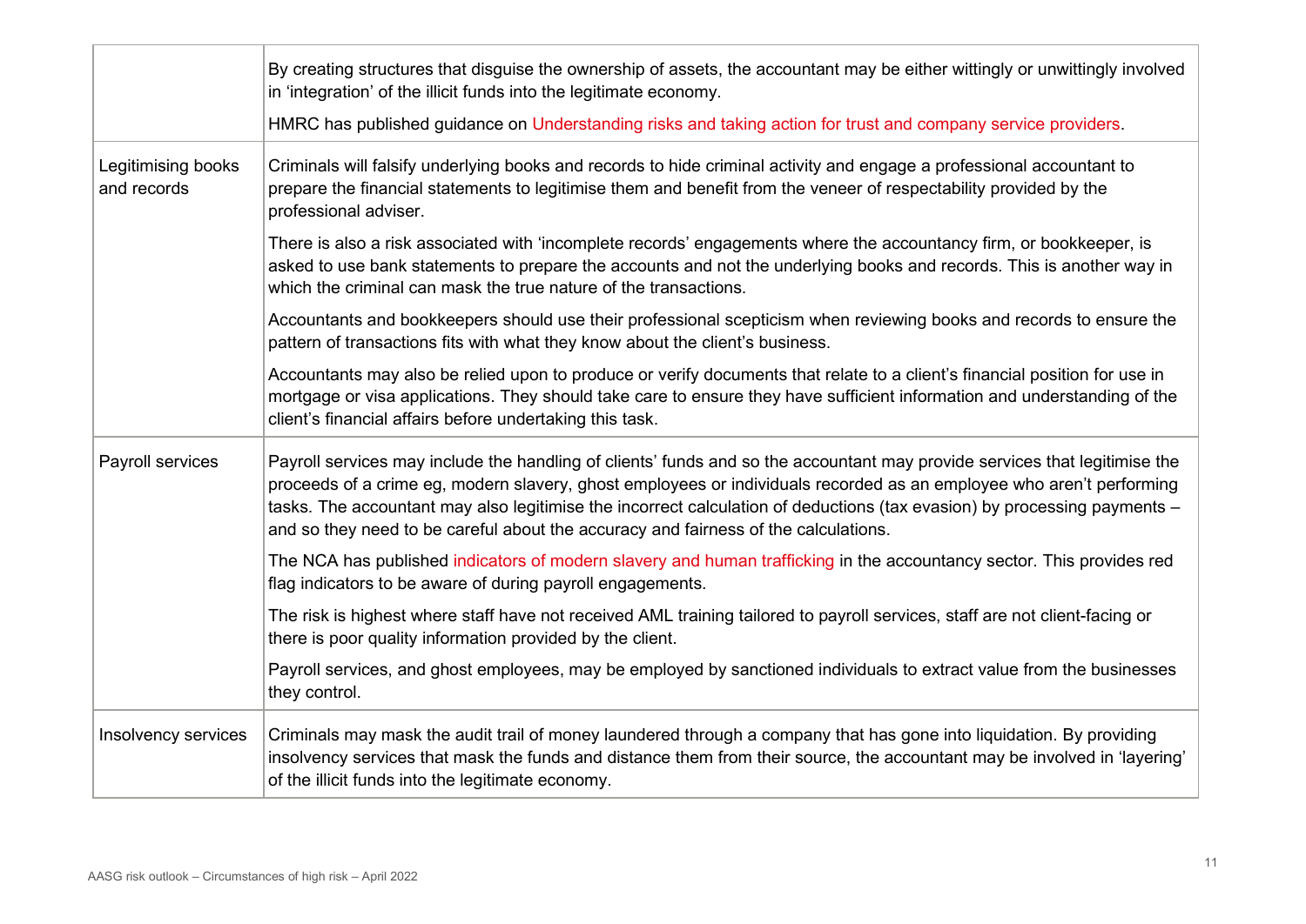| | |
|---|---|
| | By creating structures that disguise the ownership of assets, the accountant may be either wittingly or unwittingly involved in 'integration' of the illicit funds into the legitimate economy.<br><br>HMRC has published guidance on Understanding risks and taking action for trust and company service providers. |
| Legitimising books and records | Criminals will falsify underlying books and records to hide criminal activity and engage a professional accountant to prepare the financial statements to legitimise them and benefit from the veneer of respectability provided by the professional adviser.<br><br>There is also a risk associated with 'incomplete records' engagements where the accountancy firm, or bookkeeper, is asked to use bank statements to prepare the accounts and not the underlying books and records. This is another way in which the criminal can mask the true nature of the transactions.<br><br>Accountants and bookkeepers should use their professional scepticism when reviewing books and records to ensure the pattern of transactions fits with what they know about the client's business.<br><br>Accountants may also be relied upon to produce or verify documents that relate to a client's financial position for use in mortgage or visa applications. They should take care to ensure they have sufficient information and understanding of the client's financial affairs before undertaking this task. |
| Payroll services | Payroll services may include the handling of clients' funds and so the accountant may provide services that legitimise the proceeds of a crime eg, modern slavery, ghost employees or individuals recorded as an employee who aren't performing tasks. The accountant may also legitimise the incorrect calculation of deductions (tax evasion) by processing payments – and so they need to be careful about the accuracy and fairness of the calculations.<br><br>The NCA has published indicators of modern slavery and human trafficking in the accountancy sector. This provides red flag indicators to be aware of during payroll engagements.<br><br>The risk is highest where staff have not received AML training tailored to payroll services, staff are not client-facing or there is poor quality information provided by the client.<br><br>Payroll services, and ghost employees, may be employed by sanctioned individuals to extract value from the businesses they control. |
| Insolvency services | Criminals may mask the audit trail of money laundered through a company that has gone into liquidation. By providing insolvency services that mask the funds and distance them from their source, the accountant may be involved in 'layering' of the illicit funds into the legitimate economy. |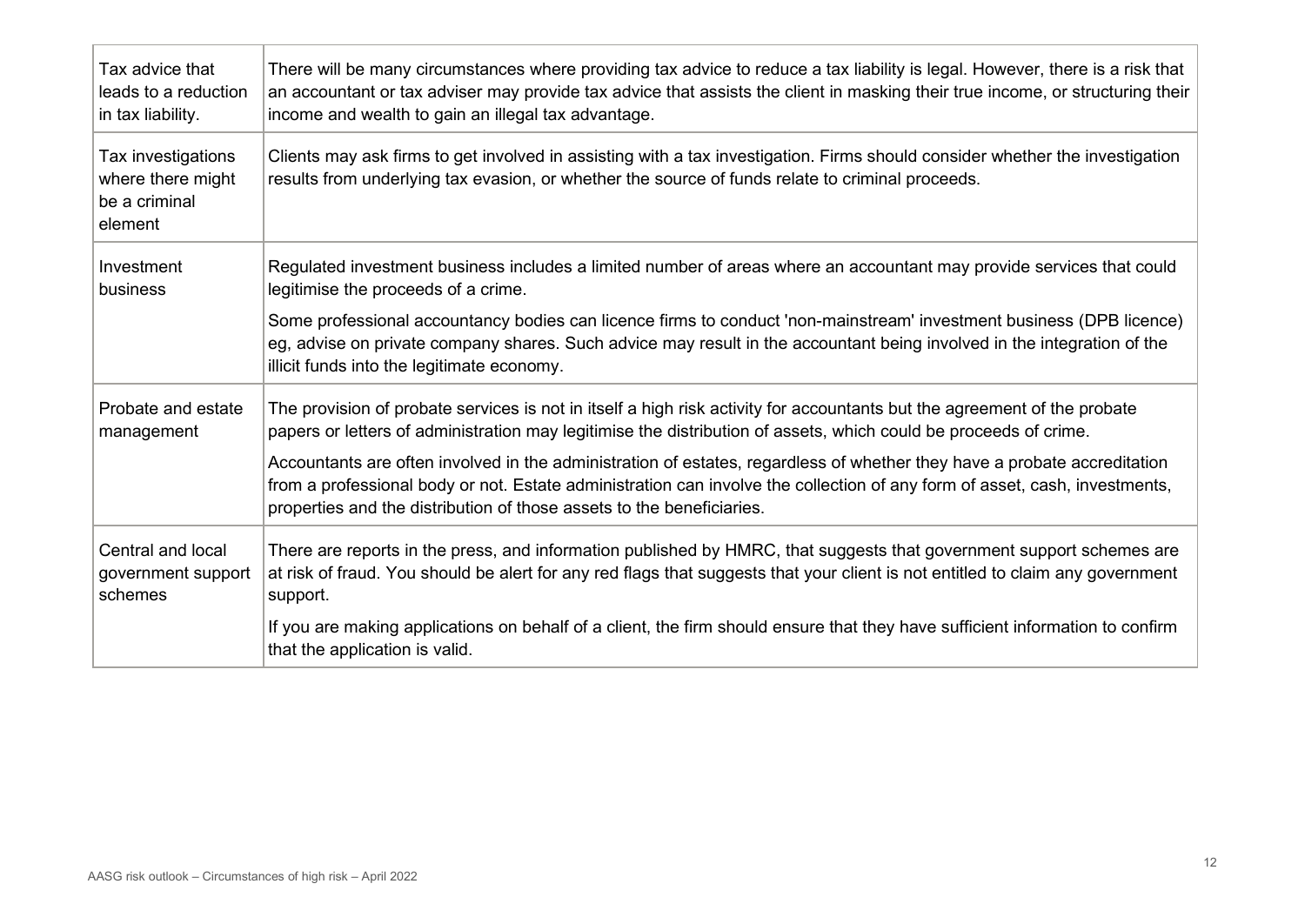| | |
|---|---|
| Tax advice that leads to a reduction in tax liability. | There will be many circumstances where providing tax advice to reduce a tax liability is legal. However, there is a risk that an accountant or tax adviser may provide tax advice that assists the client in masking their true income, or structuring their income and wealth to gain an illegal tax advantage. |
| Tax investigations where there might be a criminal element | Clients may ask firms to get involved in assisting with a tax investigation. Firms should consider whether the investigation results from underlying tax evasion, or whether the source of funds relate to criminal proceeds. |
| Investment business | Regulated investment business includes a limited number of areas where an accountant may provide services that could legitimise the proceeds of a crime.<br><br>Some professional accountancy bodies can licence firms to conduct 'non-mainstream' investment business (DPB licence) eg, advise on private company shares. Such advice may result in the accountant being involved in the integration of the illicit funds into the legitimate economy. |
| Probate and estate management | The provision of probate services is not in itself a high risk activity for accountants but the agreement of the probate papers or letters of administration may legitimise the distribution of assets, which could be proceeds of crime.<br><br>Accountants are often involved in the administration of estates, regardless of whether they have a probate accreditation from a professional body or not. Estate administration can involve the collection of any form of asset, cash, investments, properties and the distribution of those assets to the beneficiaries. |
| Central and local government support schemes | There are reports in the press, and information published by HMRC, that suggests that government support schemes are at risk of fraud. You should be alert for any red flags that suggests that your client is not entitled to claim any government support.<br><br>If you are making applications on behalf of a client, the firm should ensure that they have sufficient information to confirm that the application is valid. |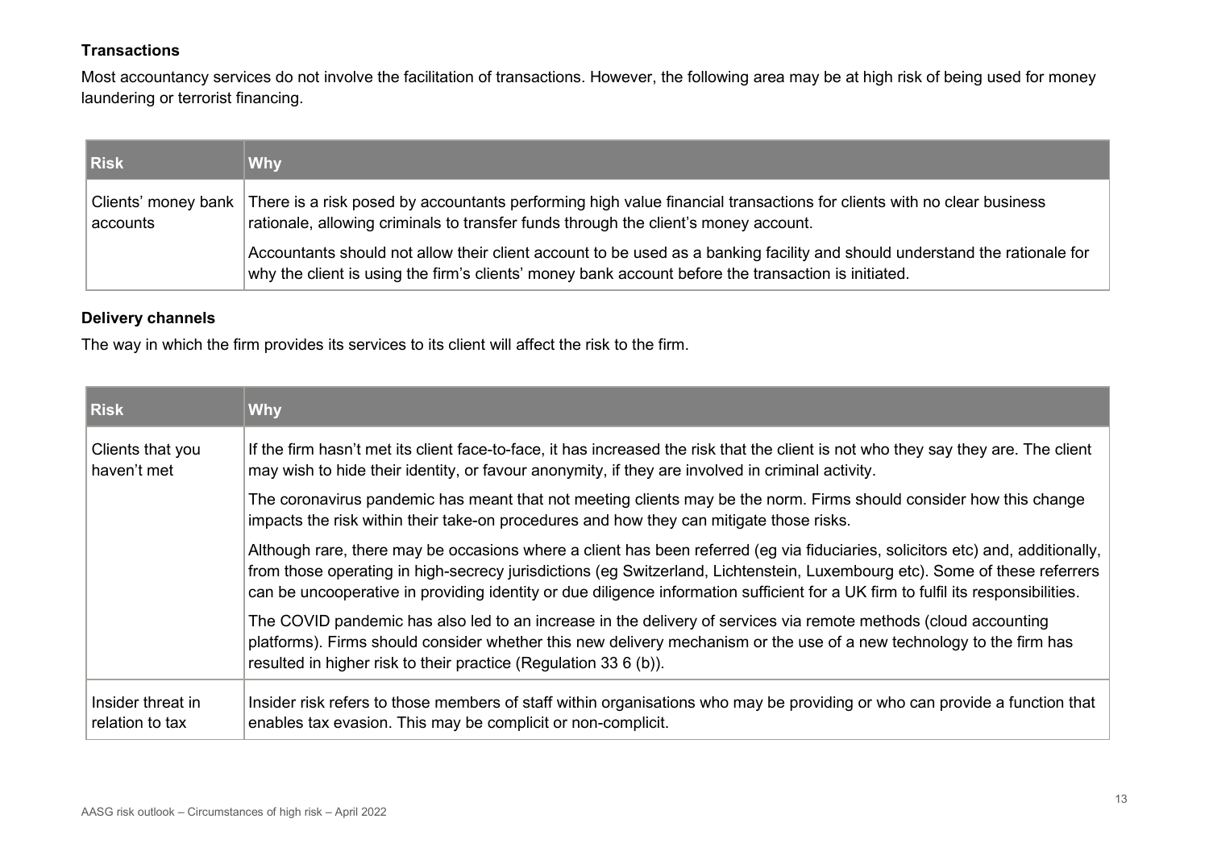### Transactions

Most accountancy services do not involve the facilitation of transactions. However, the following area may be at high risk of being used for money laundering or terrorist financing.

| Risk | Why |
| --- | --- |
| Clients' money bank accounts | There is a risk posed by accountants performing high value financial transactions for clients with no clear business rationale, allowing criminals to transfer funds through the client's money account.<br><br>Accountants should not allow their client account to be used as a banking facility and should understand the rationale for why the client is using the firm's clients' money bank account before the transaction is initiated. |

### Delivery channels

The way in which the firm provides its services to its client will affect the risk to the firm.

| Risk | Why |
| --- | --- |
| Clients that you haven't met | If the firm hasn't met its client face-to-face, it has increased the risk that the client is not who they say they are. The client may wish to hide their identity, or favour anonymity, if they are involved in criminal activity.<br><br>The coronavirus pandemic has meant that not meeting clients may be the norm. Firms should consider how this change impacts the risk within their take-on procedures and how they can mitigate those risks.<br><br>Although rare, there may be occasions where a client has been referred (eg via fiduciaries, solicitors etc) and, additionally, from those operating in high-secrecy jurisdictions (eg Switzerland, Lichtenstein, Luxembourg etc). Some of these referrers can be uncooperative in providing identity or due diligence information sufficient for a UK firm to fulfil its responsibilities.<br><br>The COVID pandemic has also led to an increase in the delivery of services via remote methods (cloud accounting platforms). Firms should consider whether this new delivery mechanism or the use of a new technology to the firm has resulted in higher risk to their practice (Regulation 33 6 (b)). |
| Insider threat in relation to tax | Insider risk refers to those members of staff within organisations who may be providing or who can provide a function that enables tax evasion. This may be complicit or non-complicit. |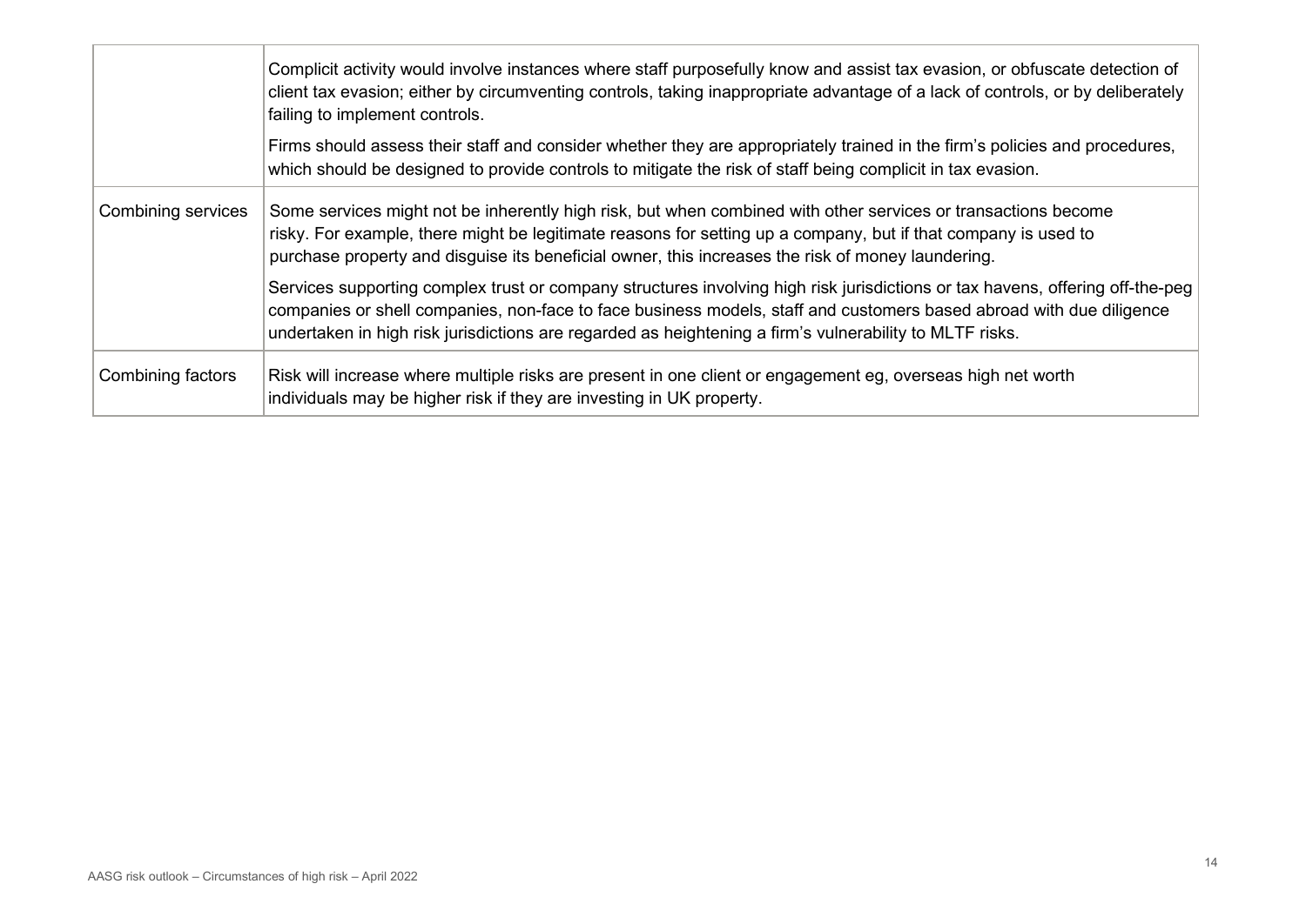| | |
|---|---|
| | Complicit activity would involve instances where staff purposefully know and assist tax evasion, or obfuscate detection of client tax evasion; either by circumventing controls, taking inappropriate advantage of a lack of controls, or by deliberately failing to implement controls.<br><br>Firms should assess their staff and consider whether they are appropriately trained in the firm's policies and procedures, which should be designed to provide controls to mitigate the risk of staff being complicit in tax evasion. |
| Combining services | Some services might not be inherently high risk, but when combined with other services or transactions become risky. For example, there might be legitimate reasons for setting up a company, but if that company is used to purchase property and disguise its beneficial owner, this increases the risk of money laundering.<br><br>Services supporting complex trust or company structures involving high risk jurisdictions or tax havens, offering off-the-peg companies or shell companies, non-face to face business models, staff and customers based abroad with due diligence undertaken in high risk jurisdictions are regarded as heightening a firm's vulnerability to MLTF risks. |
| Combining factors | Risk will increase where multiple risks are present in one client or engagement eg, overseas high net worth individuals may be higher risk if they are investing in UK property. |